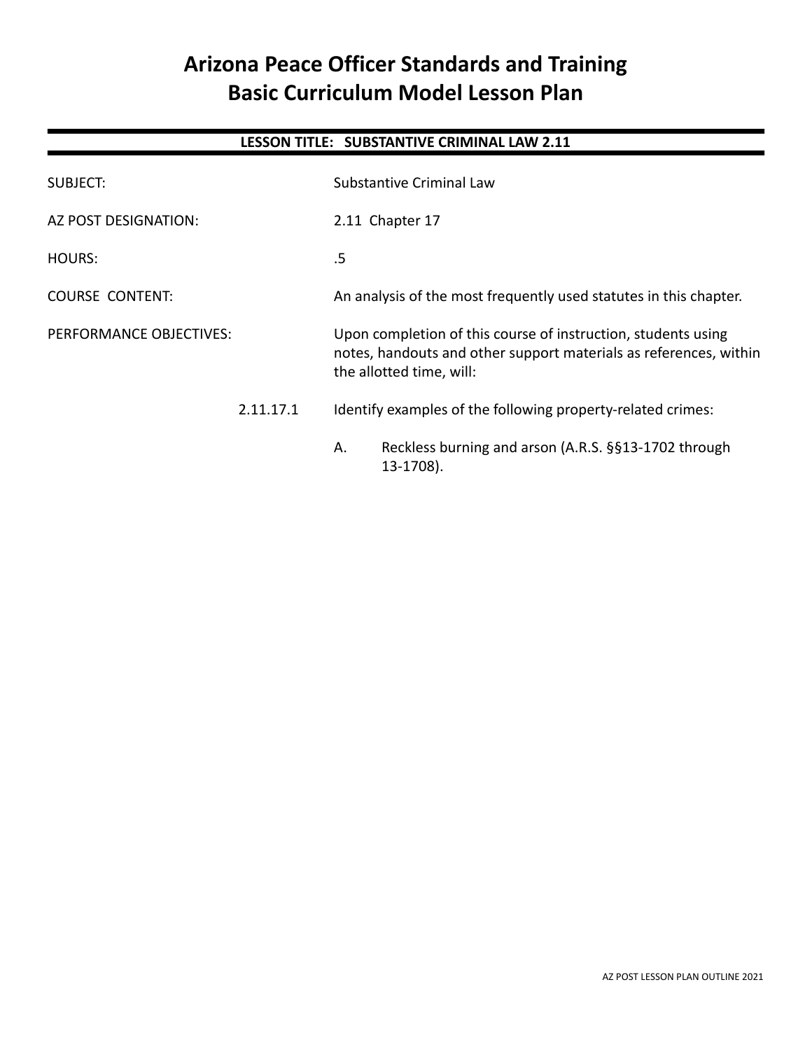# Arizona Peace Officer Standards and Training
# Basic Curriculum Model Lesson Plan

## LESSON TITLE: SUBSTANTIVE CRIMINAL LAW 2.11

| | |
|---|---|
| SUBJECT: | Substantive Criminal Law |
| AZ POST DESIGNATION: | 2.11 Chapter 17 |
| HOURS: | .5 |
| COURSE CONTENT: | An analysis of the most frequently used statutes in this chapter. |
| PERFORMANCE OBJECTIVES: | Upon completion of this course of instruction, students using notes, handouts and other support materials as references, within the allotted time, will: |

2.11.17.1 Identify examples of the following property-related crimes:

A. Reckless burning and arson (A.R.S. §§13-1702 through 13-1708).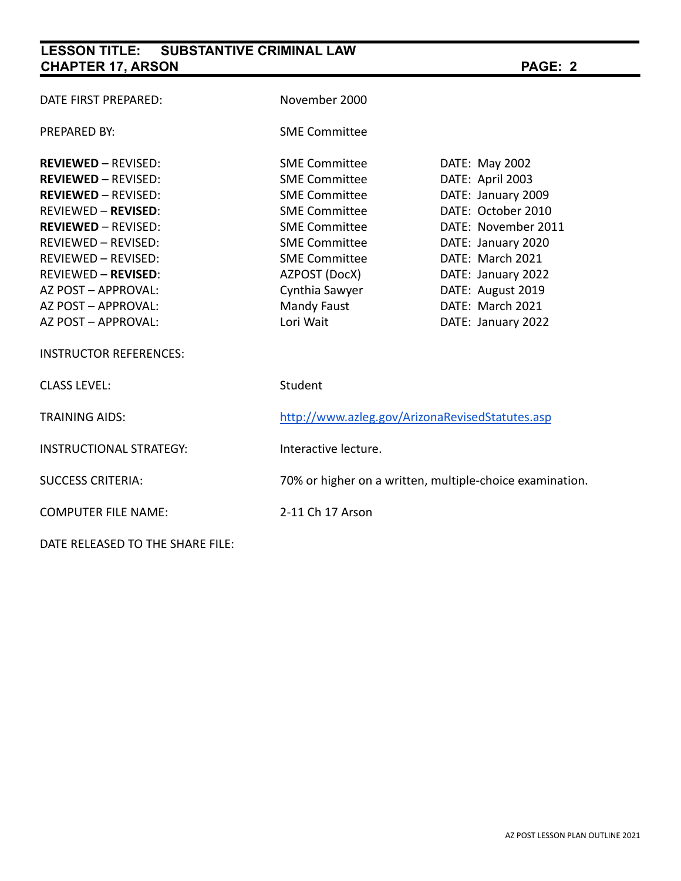| | | |
|---|---|---|
| DATE FIRST PREPARED: | November 2000 | |
| PREPARED BY: | SME Committee | |
| **REVIEWED** – REVISED: | SME Committee | DATE: May 2002 |
| **REVIEWED** – REVISED: | SME Committee | DATE: April 2003 |
| **REVIEWED** – REVISED: | SME Committee | DATE: January 2009 |
| REVIEWED – **REVISED**: | SME Committee | DATE: October 2010 |
| **REVIEWED** – REVISED: | SME Committee | DATE: November 2011 |
| REVIEWED – REVISED: | SME Committee | DATE: January 2020 |
| REVIEWED – REVISED: | SME Committee | DATE: March 2021 |
| REVIEWED – **REVISED**: | AZPOST (DocX) | DATE: January 2022 |
| AZ POST – APPROVAL: | Cynthia Sawyer | DATE: August 2019 |
| AZ POST – APPROVAL: | Mandy Faust | DATE: March 2021 |
| AZ POST – APPROVAL: | Lori Wait | DATE: January 2022 |
| INSTRUCTOR REFERENCES: | | |
| CLASS LEVEL: | Student | |
| TRAINING AIDS: | http://www.azleg.gov/ArizonaRevisedStatutes.asp | |
| INSTRUCTIONAL STRATEGY: | Interactive lecture. | |
| SUCCESS CRITERIA: | 70% or higher on a written, multiple-choice examination. | |
| COMPUTER FILE NAME: | 2-11 Ch 17 Arson | |
| DATE RELEASED TO THE SHARE FILE: | | |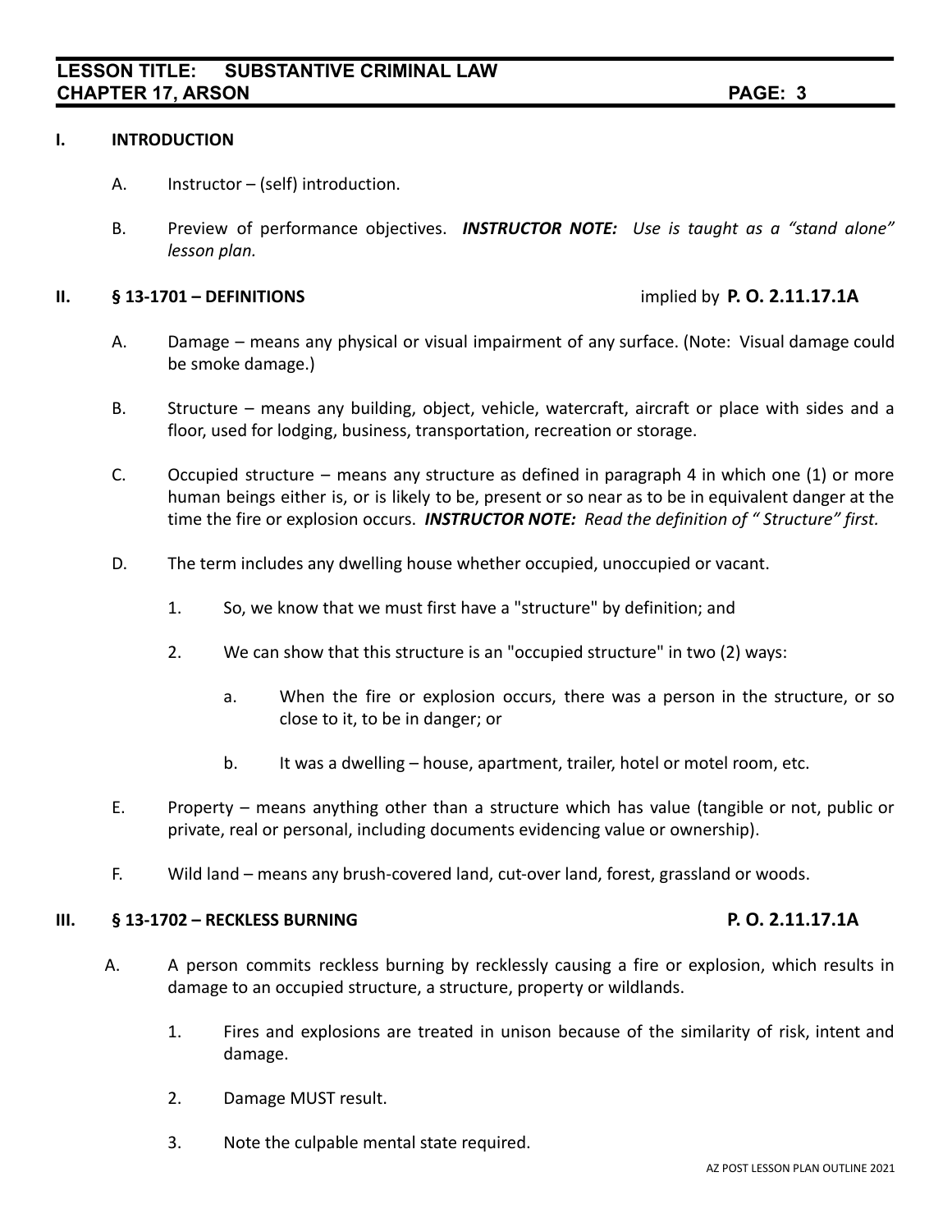## I. INTRODUCTION

A. Instructor – (self) introduction.

B. Preview of performance objectives. ***INSTRUCTOR NOTE:*** *Use is taught as a "stand alone" lesson plan.*

## II. § 13-1701 – DEFINITIONS — implied by **P. O. 2.11.17.1A**

A. Damage – means any physical or visual impairment of any surface. (Note: Visual damage could be smoke damage.)

B. Structure – means any building, object, vehicle, watercraft, aircraft or place with sides and a floor, used for lodging, business, transportation, recreation or storage.

C. Occupied structure – means any structure as defined in paragraph 4 in which one (1) or more human beings either is, or is likely to be, present or so near as to be in equivalent danger at the time the fire or explosion occurs. ***INSTRUCTOR NOTE:*** *Read the definition of " Structure" first.*

D. The term includes any dwelling house whether occupied, unoccupied or vacant.

1. So, we know that we must first have a "structure" by definition; and
2. We can show that this structure is an "occupied structure" in two (2) ways:
    a. When the fire or explosion occurs, there was a person in the structure, or so close to it, to be in danger; or
    b. It was a dwelling – house, apartment, trailer, hotel or motel room, etc.

E. Property – means anything other than a structure which has value (tangible or not, public or private, real or personal, including documents evidencing value or ownership).

F. Wild land – means any brush-covered land, cut-over land, forest, grassland or woods.

## III. § 13-1702 – RECKLESS BURNING — P. O. 2.11.17.1A

A. A person commits reckless burning by recklessly causing a fire or explosion, which results in damage to an occupied structure, a structure, property or wildlands.

1. Fires and explosions are treated in unison because of the similarity of risk, intent and damage.
2. Damage MUST result.
3. Note the culpable mental state required.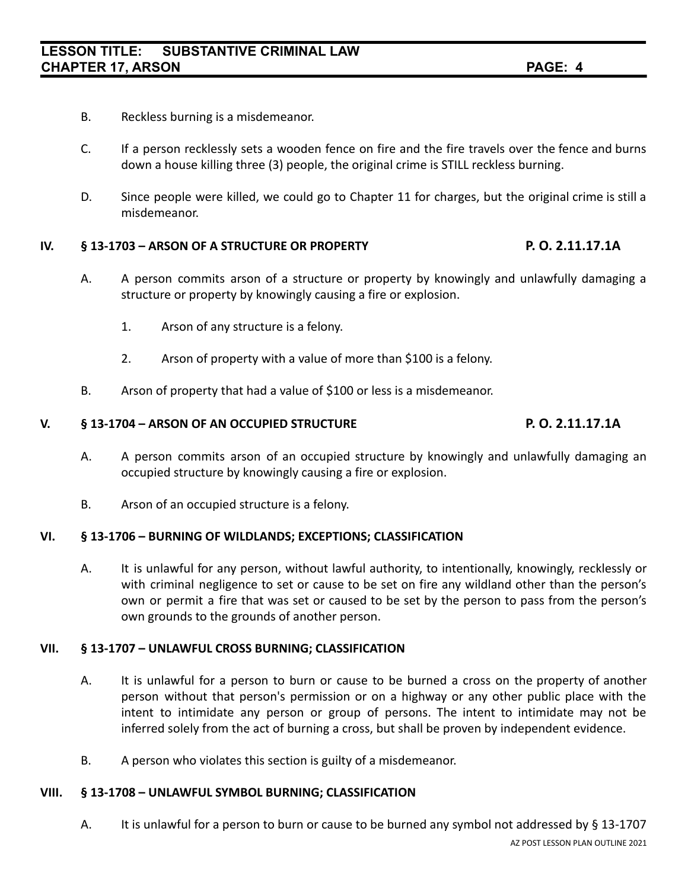B. Reckless burning is a misdemeanor.

C. If a person recklessly sets a wooden fence on fire and the fire travels over the fence and burns down a house killing three (3) people, the original crime is STILL reckless burning.

D. Since people were killed, we could go to Chapter 11 for charges, but the original crime is still a misdemeanor.

## IV. § 13-1703 – ARSON OF A STRUCTURE OR PROPERTY — P. O. 2.11.17.1A

A. A person commits arson of a structure or property by knowingly and unlawfully damaging a structure or property by knowingly causing a fire or explosion.

   1. Arson of any structure is a felony.

   2. Arson of property with a value of more than $100 is a felony.

B. Arson of property that had a value of $100 or less is a misdemeanor.

## V. § 13-1704 – ARSON OF AN OCCUPIED STRUCTURE — P. O. 2.11.17.1A

A. A person commits arson of an occupied structure by knowingly and unlawfully damaging an occupied structure by knowingly causing a fire or explosion.

B. Arson of an occupied structure is a felony.

## VI. § 13-1706 – BURNING OF WILDLANDS; EXCEPTIONS; CLASSIFICATION

A. It is unlawful for any person, without lawful authority, to intentionally, knowingly, recklessly or with criminal negligence to set or cause to be set on fire any wildland other than the person's own or permit a fire that was set or caused to be set by the person to pass from the person's own grounds to the grounds of another person.

## VII. § 13-1707 – UNLAWFUL CROSS BURNING; CLASSIFICATION

A. It is unlawful for a person to burn or cause to be burned a cross on the property of another person without that person's permission or on a highway or any other public place with the intent to intimidate any person or group of persons. The intent to intimidate may not be inferred solely from the act of burning a cross, but shall be proven by independent evidence.

B. A person who violates this section is guilty of a misdemeanor.

## VIII. § 13-1708 – UNLAWFUL SYMBOL BURNING; CLASSIFICATION

A. It is unlawful for a person to burn or cause to be burned any symbol not addressed by § 13-1707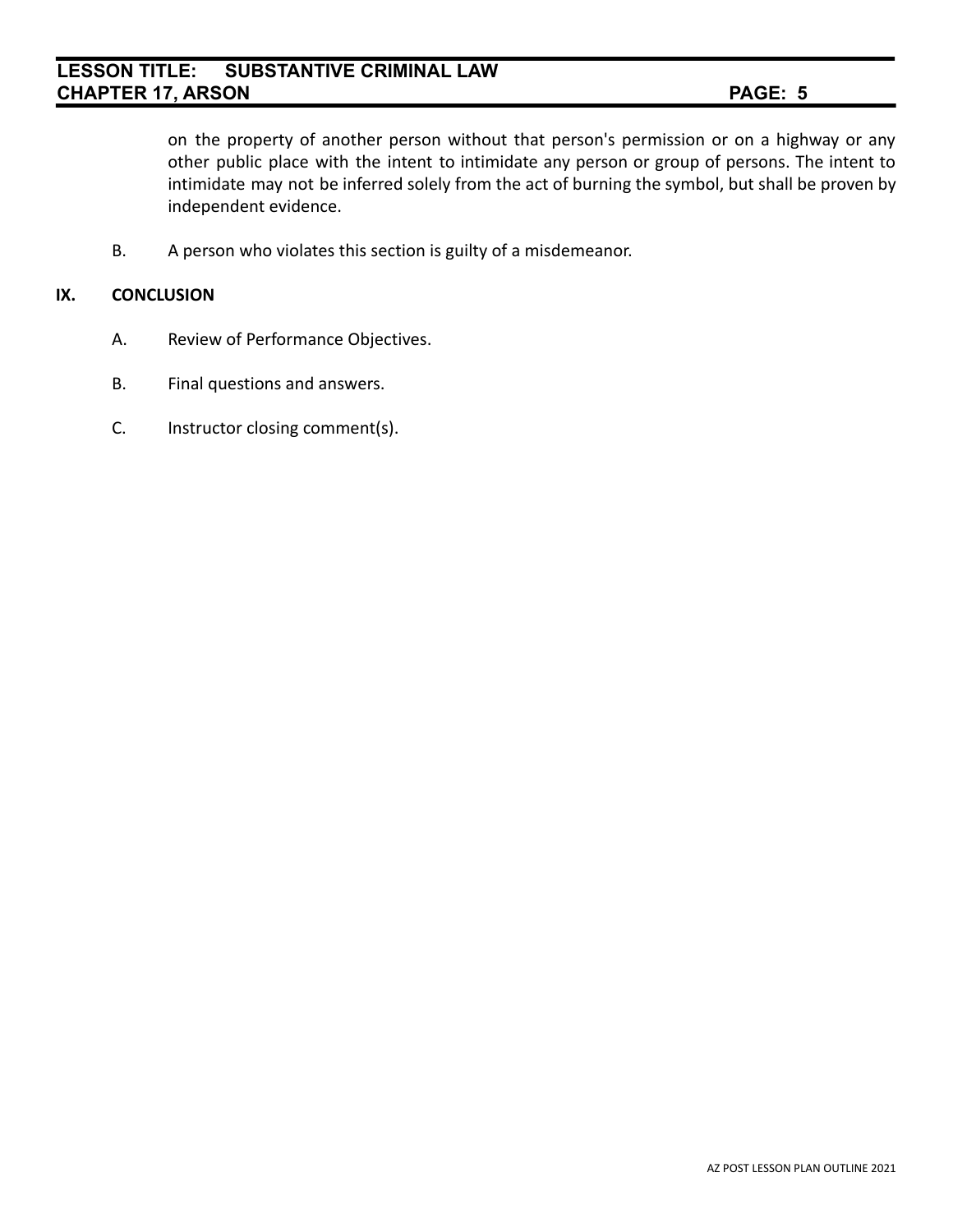on the property of another person without that person's permission or on a highway or any other public place with the intent to intimidate any person or group of persons. The intent to intimidate may not be inferred solely from the act of burning the symbol, but shall be proven by independent evidence.

B. A person who violates this section is guilty of a misdemeanor.

**IX. CONCLUSION**

A. Review of Performance Objectives.

B. Final questions and answers.

C. Instructor closing comment(s).